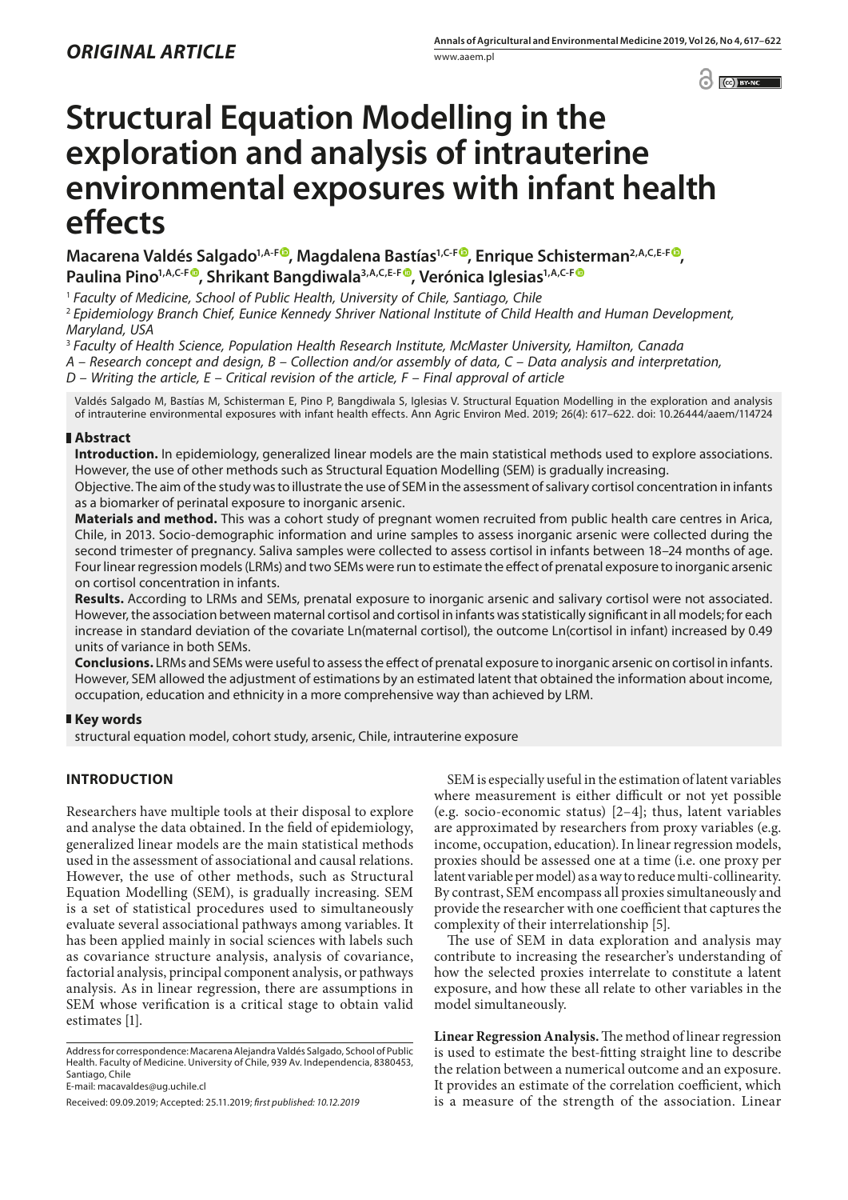*ORIGINAL ARTICLE*

# Structural Equation Modelling in the exploration and analysis of intrauterine environmental exposures with infant health effects

**Macarena Valdés Salgado[1,A-F], Magdalena Bastías[1,C-F], Enrique Schisterman[2,A,C,E-F], Paulina Pino[1,A,C-F], Shrikant Bangdiwala[3,A,C,E-F], Verónica Iglesias[1,A,C-F]**

[1] *Faculty of Medicine, School of Public Health, University of Chile, Santiago, Chile*

[2] *Epidemiology Branch Chief, Eunice Kennedy Shriver National Institute of Child Health and Human Development, Maryland, USA*

[3] *Faculty of Health Science, Population Health Research Institute, McMaster University, Hamilton, Canada*

*A – Research concept and design, B – Collection and/or assembly of data, C – Data analysis and interpretation, D – Writing the article, E – Critical revision of the article, F – Final approval of article*

Valdés Salgado M, Bastías M, Schisterman E, Pino P, Bangdiwala S, Iglesias V. Structural Equation Modelling in the exploration and analysis of intrauterine environmental exposures with infant health effects. Ann Agric Environ Med. 2019; 26(4): 617–622. doi: 10.26444/aaem/114724

## Abstract

**Introduction.** In epidemiology, generalized linear models are the main statistical methods used to explore associations. However, the use of other methods such as Structural Equation Modelling (SEM) is gradually increasing.

Objective. The aim of the study was to illustrate the use of SEM in the assessment of salivary cortisol concentration in infants as a biomarker of perinatal exposure to inorganic arsenic.

**Materials and method.** This was a cohort study of pregnant women recruited from public health care centres in Arica, Chile, in 2013. Socio-demographic information and urine samples to assess inorganic arsenic were collected during the second trimester of pregnancy. Saliva samples were collected to assess cortisol in infants between 18–24 months of age. Four linear regression models (LRMs) and two SEMs were run to estimate the effect of prenatal exposure to inorganic arsenic on cortisol concentration in infants.

**Results.** According to LRMs and SEMs, prenatal exposure to inorganic arsenic and salivary cortisol were not associated. However, the association between maternal cortisol and cortisol in infants was statistically significant in all models; for each increase in standard deviation of the covariate Ln(maternal cortisol), the outcome Ln(cortisol in infant) increased by 0.49 units of variance in both SEMs.

**Conclusions.** LRMs and SEMs were useful to assess the effect of prenatal exposure to inorganic arsenic on cortisol in infants. However, SEM allowed the adjustment of estimations by an estimated latent that obtained the information about income, occupation, education and ethnicity in a more comprehensive way than achieved by LRM.

## Key words

structural equation model, cohort study, arsenic, Chile, intrauterine exposure

## INTRODUCTION

Researchers have multiple tools at their disposal to explore and analyse the data obtained. In the field of epidemiology, generalized linear models are the main statistical methods used in the assessment of associational and causal relations. However, the use of other methods, such as Structural Equation Modelling (SEM), is gradually increasing. SEM is a set of statistical procedures used to simultaneously evaluate several associational pathways among variables. It has been applied mainly in social sciences with labels such as covariance structure analysis, analysis of covariance, factorial analysis, principal component analysis, or pathways analysis. As in linear regression, there are assumptions in SEM whose verification is a critical stage to obtain valid estimates [1].

SEM is especially useful in the estimation of latent variables where measurement is either difficult or not yet possible (e.g. socio-economic status) [2–4]; thus, latent variables are approximated by researchers from proxy variables (e.g. income, occupation, education). In linear regression models, proxies should be assessed one at a time (i.e. one proxy per latent variable per model) as a way to reduce multi-collinearity. By contrast, SEM encompass all proxies simultaneously and provide the researcher with one coefficient that captures the complexity of their interrelationship [5].

The use of SEM in data exploration and analysis may contribute to increasing the researcher's understanding of how the selected proxies interrelate to constitute a latent exposure, and how these all relate to other variables in the model simultaneously.

**Linear Regression Analysis.** The method of linear regression is used to estimate the best-fitting straight line to describe the relation between a numerical outcome and an exposure. It provides an estimate of the correlation coefficient, which is a measure of the strength of the association. Linear

Address for correspondence: Macarena Alejandra Valdés Salgado, School of Public Health. Faculty of Medicine. University of Chile, 939 Av. Independencia, 8380453, Santiago, Chile
E-mail: macavaldes@ug.uchile.cl

Received: 09.09.2019; Accepted: 25.11.2019; *first published: 10.12.2019*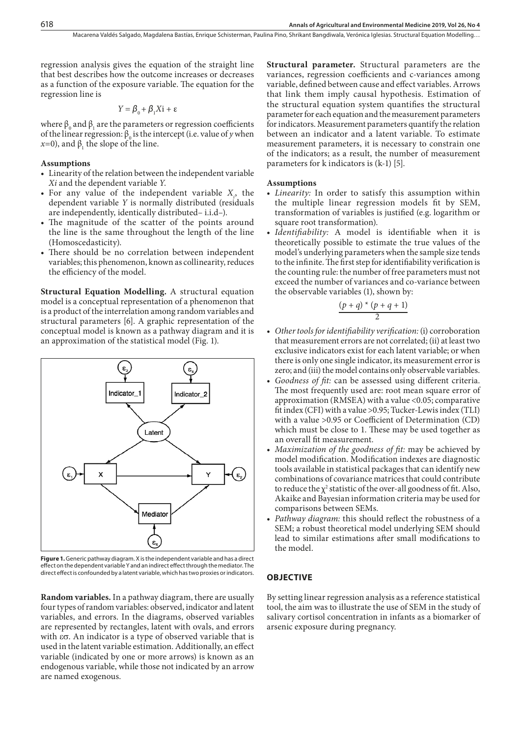regression analysis gives the equation of the straight line that best describes how the outcome increases or decreases as a function of the exposure variable. The equation for the regression line is

$$Y = \beta_0 + \beta_1 Xi + \varepsilon$$

where $\beta_0$ and $\beta_1$ are the parameters or regression coefficients of the linear regression: $\beta_0$ is the intercept (i.e. value of $y$ when $x$=0), and $\beta_1$ the slope of the line.

### Assumptions

- Linearity of the relation between the independent variable *Xi* and the dependent variable *Y*.
- For any value of the independent variable $X_i$, the dependent variable *Y* is normally distributed (residuals are independently, identically distributed– i.i.d–).
- The magnitude of the scatter of the points around the line is the same throughout the length of the line (Homoscedasticity).
- There should be no correlation between independent variables; this phenomenon, known as collinearity, reduces the efficiency of the model.

**Structural Equation Modelling.** A structural equation model is a conceptual representation of a phenomenon that is a product of the interrelation among random variables and structural parameters [6]. A graphic representation of the conceptual model is known as a pathway diagram and it is an approximation of the statistical model (Fig. 1).

**Figure 1.** Generic pathway diagram. X is the independent variable and has a direct effect on the dependent variable Y and an indirect effect through the mediator. The direct effect is confounded by a latent variable, which has two proxies or indicators.

**Random variables.** In a pathway diagram, there are usually four types of random variables: observed, indicator and latent variables, and errors. In the diagrams, observed variables are represented by rectangles, latent with ovals, and errors with $\varepsilon\sigma$. An indicator is a type of observed variable that is used in the latent variable estimation. Additionally, an effect variable (indicated by one or more arrows) is known as an endogenous variable, while those not indicated by an arrow are named exogenous.

**Structural parameter.** Structural parameters are the variances, regression coefficients and c-variances among variable, defined between cause and effect variables. Arrows that link them imply causal hypothesis. Estimation of the structural equation system quantifies the structural parameter for each equation and the measurement parameters for indicators. Measurement parameters quantify the relation between an indicator and a latent variable. To estimate measurement parameters, it is necessary to constrain one of the indicators; as a result, the number of measurement parameters for k indicators is (k-1) [5].

### Assumptions

- *Linearity:* In order to satisfy this assumption within the multiple linear regression models fit by SEM, transformation of variables is justified (e.g. logarithm or square root transformation).
- *Identifiability:* A model is identifiable when it is theoretically possible to estimate the true values of the model's underlying parameters when the sample size tends to the infinite. The first step for identifiability verification is the counting rule: the number of free parameters must not exceed the number of variances and co-variance between the observable variables (1), shown by:

$$\frac{(p + q) * (p + q + 1)}{2}$$

- *Other tools for identifiability verification:* (i) corroboration that measurement errors are not correlated; (ii) at least two exclusive indicators exist for each latent variable; or when there is only one single indicator, its measurement error is zero; and (iii) the model contains only observable variables.
- *Goodness of fit:* can be assessed using different criteria. The most frequently used are: root mean square error of approximation (RMSEA) with a value <0.05; comparative fit index (CFI) with a value >0.95; Tucker-Lewis index (TLI) with a value >0.95 or Coefficient of Determination (CD) which must be close to 1. These may be used together as an overall fit measurement.
- *Maximization of the goodness of fit:* may be achieved by model modification. Modification indexes are diagnostic tools available in statistical packages that can identify new combinations of covariance matrices that could contribute to reduce the $\chi^2$ statistic of the over-all goodness of fit. Also, Akaike and Bayesian information criteria may be used for comparisons between SEMs.
- *Pathway diagram:* this should reflect the robustness of a SEM; a robust theoretical model underlying SEM should lead to similar estimations after small modifications to the model.

## OBJECTIVE

By setting linear regression analysis as a reference statistical tool, the aim was to illustrate the use of SEM in the study of salivary cortisol concentration in infants as a biomarker of arsenic exposure during pregnancy.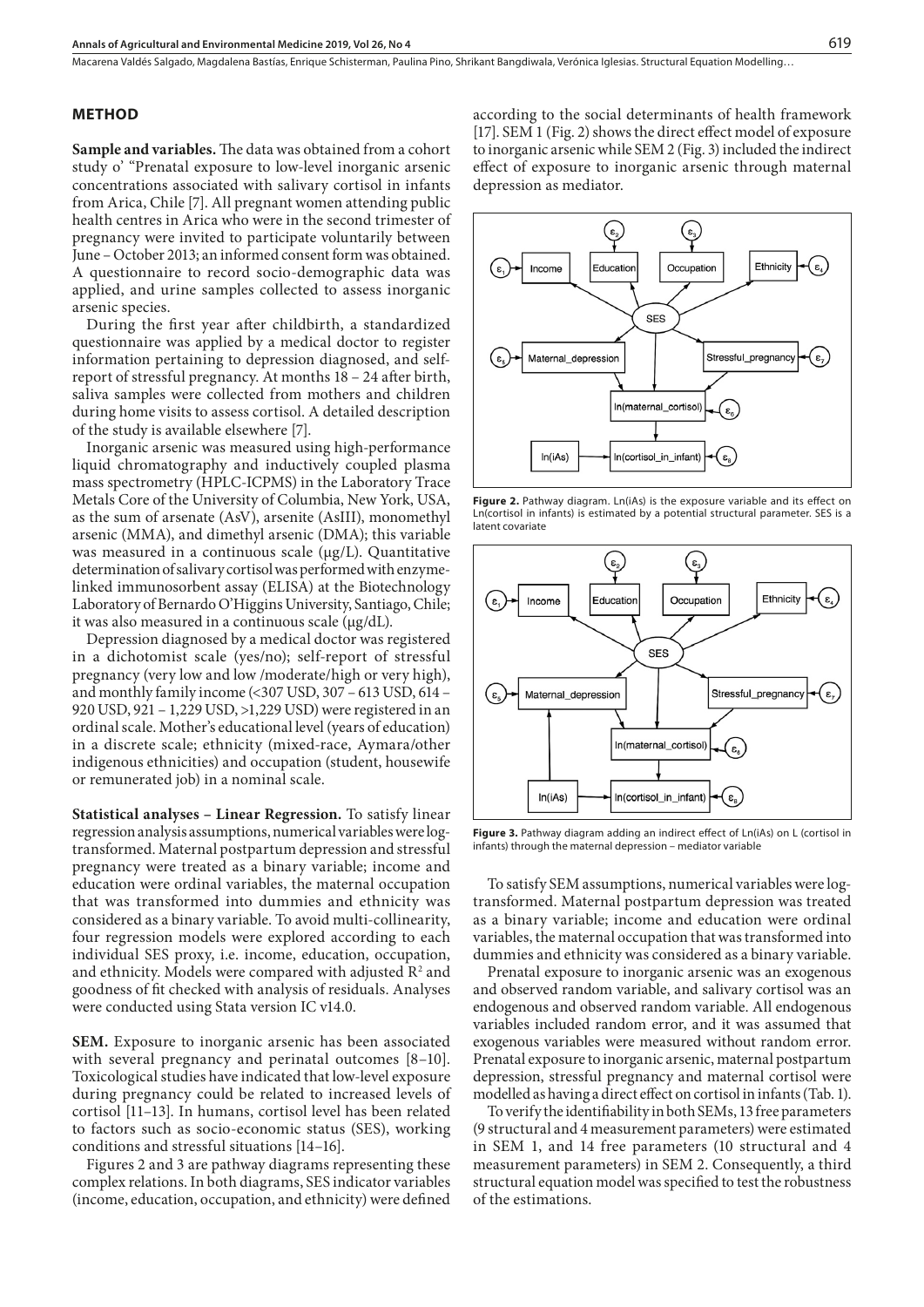## METHOD

**Sample and variables.** The data was obtained from a cohort study o' "Prenatal exposure to low-level inorganic arsenic concentrations associated with salivary cortisol in infants from Arica, Chile [7]. All pregnant women attending public health centres in Arica who were in the second trimester of pregnancy were invited to participate voluntarily between June – October 2013; an informed consent form was obtained. A questionnaire to record socio-demographic data was applied, and urine samples collected to assess inorganic arsenic species.

During the first year after childbirth, a standardized questionnaire was applied by a medical doctor to register information pertaining to depression diagnosed, and self-report of stressful pregnancy. At months 18 – 24 after birth, saliva samples were collected from mothers and children during home visits to assess cortisol. A detailed description of the study is available elsewhere [7].

Inorganic arsenic was measured using high-performance liquid chromatography and inductively coupled plasma mass spectrometry (HPLC-ICPMS) in the Laboratory Trace Metals Core of the University of Columbia, New York, USA, as the sum of arsenate (AsV), arsenite (AsIII), monomethyl arsenic (MMA), and dimethyl arsenic (DMA); this variable was measured in a continuous scale (μg/L). Quantitative determination of salivary cortisol was performed with enzyme-linked immunosorbent assay (ELISA) at the Biotechnology Laboratory of Bernardo O'Higgins University, Santiago, Chile; it was also measured in a continuous scale (μg/dL).

Depression diagnosed by a medical doctor was registered in a dichotomist scale (yes/no); self-report of stressful pregnancy (very low and low /moderate/high or very high), and monthly family income (<307 USD, 307 – 613 USD, 614 – 920 USD, 921 – 1,229 USD, >1,229 USD) were registered in an ordinal scale. Mother's educational level (years of education) in a discrete scale; ethnicity (mixed-race, Aymara/other indigenous ethnicities) and occupation (student, housewife or remunerated job) in a nominal scale.

**Statistical analyses – Linear Regression.** To satisfy linear regression analysis assumptions, numerical variables were log-transformed. Maternal postpartum depression and stressful pregnancy were treated as a binary variable; income and education were ordinal variables, the maternal occupation that was transformed into dummies and ethnicity was considered as a binary variable. To avoid multi-collinearity, four regression models were explored according to each individual SES proxy, i.e. income, education, occupation, and ethnicity. Models were compared with adjusted $R^2$ and goodness of fit checked with analysis of residuals. Analyses were conducted using Stata version IC v14.0.

**SEM.** Exposure to inorganic arsenic has been associated with several pregnancy and perinatal outcomes [8–10]. Toxicological studies have indicated that low-level exposure during pregnancy could be related to increased levels of cortisol [11–13]. In humans, cortisol level has been related to factors such as socio-economic status (SES), working conditions and stressful situations [14–16].

Figures 2 and 3 are pathway diagrams representing these complex relations. In both diagrams, SES indicator variables (income, education, occupation, and ethnicity) were defined according to the social determinants of health framework [17]. SEM 1 (Fig. 2) shows the direct effect model of exposure to inorganic arsenic while SEM 2 (Fig. 3) included the indirect effect of exposure to inorganic arsenic through maternal depression as mediator.

**Figure 2.** Pathway diagram. Ln(iAs) is the exposure variable and its effect on Ln(cortisol in infants) is estimated by a potential structural parameter. SES is a latent covariate

**Figure 3.** Pathway diagram adding an indirect effect of Ln(iAs) on L (cortisol in infants) through the maternal depression – mediator variable

To satisfy SEM assumptions, numerical variables were log-transformed. Maternal postpartum depression was treated as a binary variable; income and education were ordinal variables, the maternal occupation that was transformed into dummies and ethnicity was considered as a binary variable.

Prenatal exposure to inorganic arsenic was an exogenous and observed random variable, and salivary cortisol was an endogenous and observed random variable. All endogenous variables included random error, and it was assumed that exogenous variables were measured without random error. Prenatal exposure to inorganic arsenic, maternal postpartum depression, stressful pregnancy and maternal cortisol were modelled as having a direct effect on cortisol in infants (Tab. 1).

To verify the identifiability in both SEMs, 13 free parameters (9 structural and 4 measurement parameters) were estimated in SEM 1, and 14 free parameters (10 structural and 4 measurement parameters) in SEM 2. Consequently, a third structural equation model was specified to test the robustness of the estimations.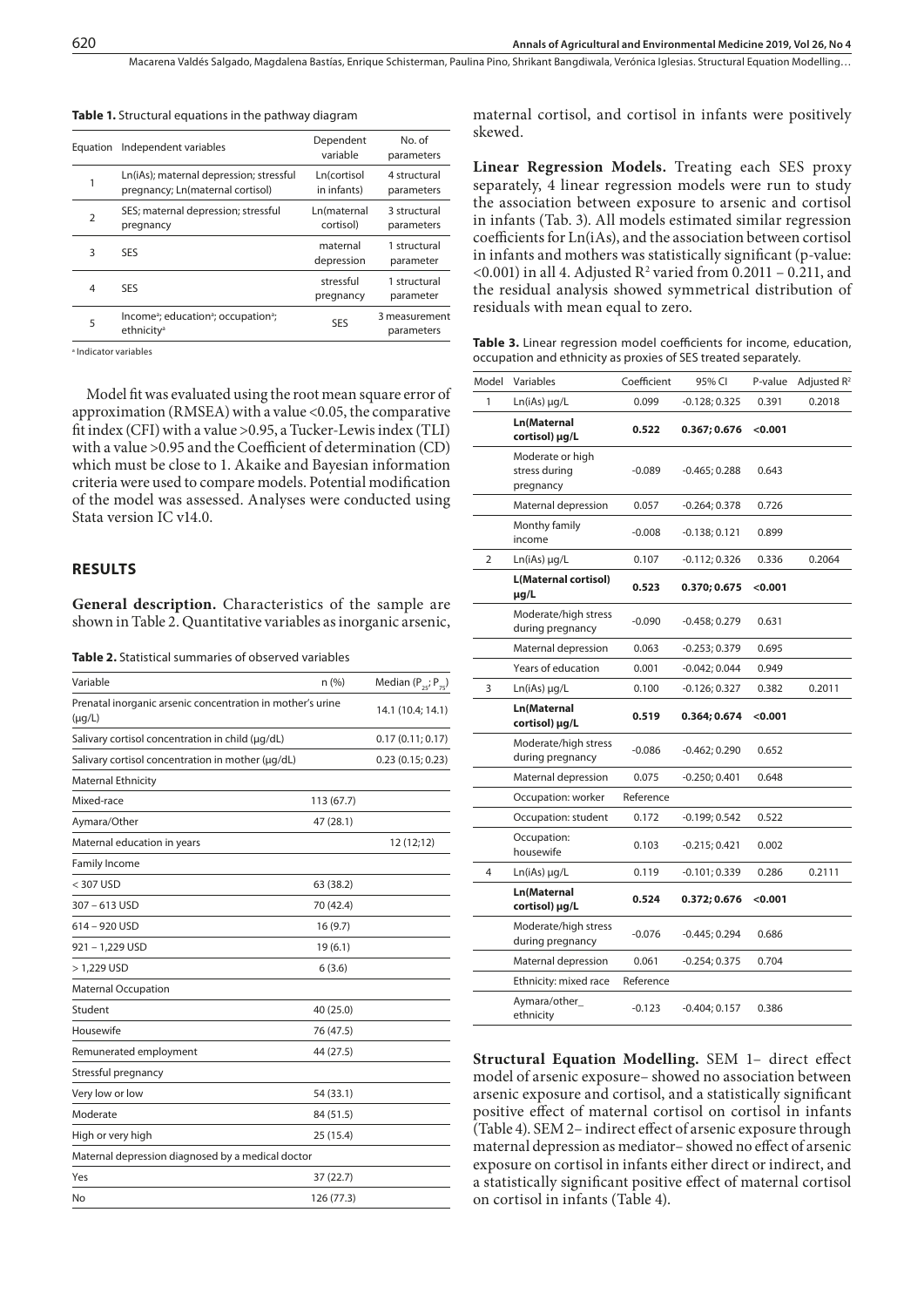**Table 1.** Structural equations in the pathway diagram

| Equation | Independent variables | Dependent variable | No. of parameters |
|---|---|---|---|
| 1 | Ln(iAs); maternal depression; stressful pregnancy; Ln(maternal cortisol) | Ln(cortisol in infants) | 4 structural parameters |
| 2 | SES; maternal depression; stressful pregnancy | Ln(maternal cortisol) | 3 structural parameters |
| 3 | SES | maternal depression | 1 structural parameter |
| 4 | SES | stressful pregnancy | 1 structural parameter |
| 5 | Income[a]; education[a]; occupation[a]; ethnicity[a] | SES | 3 measurement parameters |

[a] Indicator variables

Model fit was evaluated using the root mean square error of approximation (RMSEA) with a value <0.05, the comparative fit index (CFI) with a value >0.95, a Tucker-Lewis index (TLI) with a value >0.95 and the Coefficient of determination (CD) which must be close to 1. Akaike and Bayesian information criteria were used to compare models. Potential modification of the model was assessed. Analyses were conducted using Stata version IC v14.0.

## RESULTS

**General description.** Characteristics of the sample are shown in Table 2. Quantitative variables as inorganic arsenic, maternal cortisol, and cortisol in infants were positively skewed.

**Table 2.** Statistical summaries of observed variables

| Variable | n (%) | Median ($P_{25}$; $P_{75}$) |
|---|---|---|
| Prenatal inorganic arsenic concentration in mother's urine (μg/L) | | 14.1 (10.4; 14.1) |
| Salivary cortisol concentration in child (μg/dL) | | 0.17 (0.11; 0.17) |
| Salivary cortisol concentration in mother (μg/dL) | | 0.23 (0.15; 0.23) |
| Maternal Ethnicity | | |
| Mixed-race | 113 (67.7) | |
| Aymara/Other | 47 (28.1) | |
| Maternal education in years | | 12 (12;12) |
| Family Income | | |
| < 307 USD | 63 (38.2) | |
| 307 – 613 USD | 70 (42.4) | |
| 614 – 920 USD | 16 (9.7) | |
| 921 – 1,229 USD | 19 (6.1) | |
| > 1,229 USD | 6 (3.6) | |
| Maternal Occupation | | |
| Student | 40 (25.0) | |
| Housewife | 76 (47.5) | |
| Remunerated employment | 44 (27.5) | |
| Stressful pregnancy | | |
| Very low or low | 54 (33.1) | |
| Moderate | 84 (51.5) | |
| High or very high | 25 (15.4) | |
| Maternal depression diagnosed by a medical doctor | | |
| Yes | 37 (22.7) | |
| No | 126 (77.3) | |

**Linear Regression Models.** Treating each SES proxy separately, 4 linear regression models were run to study the association between exposure to arsenic and cortisol in infants (Tab. 3). All models estimated similar regression coefficients for Ln(iAs), and the association between cortisol in infants and mothers was statistically significant (p-value: <0.001) in all 4. Adjusted $R^2$ varied from 0.2011 – 0.211, and the residual analysis showed symmetrical distribution of residuals with mean equal to zero.

**Table 3.** Linear regression model coefficients for income, education, occupation and ethnicity as proxies of SES treated separately.

| Model | Variables | Coefficient | 95% CI | P-value | Adjusted $R^2$ |
|---|---|---|---|---|---|
| 1 | Ln(iAs) μg/L | 0.099 | -0.128; 0.325 | 0.391 | 0.2018 |
| | **Ln(Maternal cortisol) μg/L** | **0.522** | **0.367; 0.676** | **<0.001** | |
| | Moderate or high stress during pregnancy | -0.089 | -0.465; 0.288 | 0.643 | |
| | Maternal depression | 0.057 | -0.264; 0.378 | 0.726 | |
| | Monthy family income | -0.008 | -0.138; 0.121 | 0.899 | |
| 2 | Ln(iAs) μg/L | 0.107 | -0.112; 0.326 | 0.336 | 0.2064 |
| | **L(Maternal cortisol) μg/L** | **0.523** | **0.370; 0.675** | **<0.001** | |
| | Moderate/high stress during pregnancy | -0.090 | -0.458; 0.279 | 0.631 | |
| | Maternal depression | 0.063 | -0.253; 0.379 | 0.695 | |
| | Years of education | 0.001 | -0.042; 0.044 | 0.949 | |
| 3 | Ln(iAs) μg/L | 0.100 | -0.126; 0.327 | 0.382 | 0.2011 |
| | **Ln(Maternal cortisol) μg/L** | **0.519** | **0.364; 0.674** | **<0.001** | |
| | Moderate/high stress during pregnancy | -0.086 | -0.462; 0.290 | 0.652 | |
| | Maternal depression | 0.075 | -0.250; 0.401 | 0.648 | |
| | Occupation: worker | Reference | | | |
| | Occupation: student | 0.172 | -0.199; 0.542 | 0.522 | |
| | Occupation: housewife | 0.103 | -0.215; 0.421 | 0.002 | |
| 4 | Ln(iAs) μg/L | 0.119 | -0.101; 0.339 | 0.286 | 0.2111 |
| | **Ln(Maternal cortisol) μg/L** | **0.524** | **0.372; 0.676** | **<0.001** | |
| | Moderate/high stress during pregnancy | -0.076 | -0.445; 0.294 | 0.686 | |
| | Maternal depression | 0.061 | -0.254; 0.375 | 0.704 | |
| | Ethnicity: mixed race | Reference | | | |
| | Aymara/other_ ethnicity | -0.123 | -0.404; 0.157 | 0.386 | |

**Structural Equation Modelling.** SEM 1– direct effect model of arsenic exposure– showed no association between arsenic exposure and cortisol, and a statistically significant positive effect of maternal cortisol on cortisol in infants (Table 4). SEM 2– indirect effect of arsenic exposure through maternal depression as mediator– showed no effect of arsenic exposure on cortisol in infants either direct or indirect, and a statistically significant positive effect of maternal cortisol on cortisol in infants (Table 4).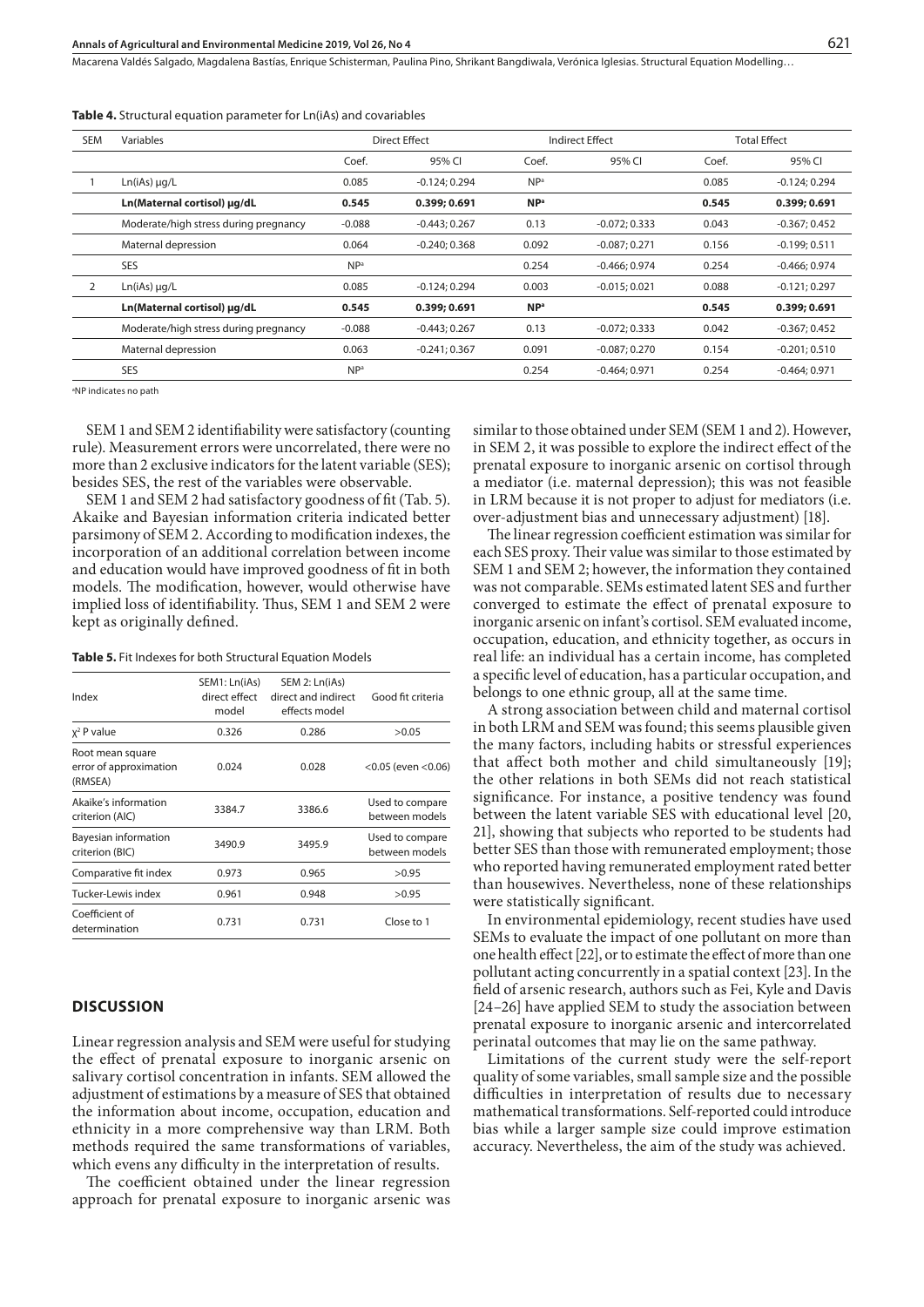**Table 4.** Structural equation parameter for Ln(iAs) and covariables

| SEM | Variables | Direct Effect | | Indirect Effect | | Total Effect | |
|---|---|---|---|---|---|---|---|
| | | Coef. | 95% CI | Coef. | 95% CI | Coef. | 95% CI |
| 1 | Ln(iAs) μg/L | 0.085 | -0.124; 0.294 | NP[a] | | 0.085 | -0.124; 0.294 |
| | **Ln(Maternal cortisol) μg/dL** | **0.545** | **0.399; 0.691** | **NP[a]** | | **0.545** | **0.399; 0.691** |
| | Moderate/high stress during pregnancy | -0.088 | -0.443; 0.267 | 0.13 | -0.072; 0.333 | 0.043 | -0.367; 0.452 |
| | Maternal depression | 0.064 | -0.240; 0.368 | 0.092 | -0.087; 0.271 | 0.156 | -0.199; 0.511 |
| | SES | NP[a] | | 0.254 | -0.466; 0.974 | 0.254 | -0.466; 0.974 |
| 2 | Ln(iAs) μg/L | 0.085 | -0.124; 0.294 | 0.003 | -0.015; 0.021 | 0.088 | -0.121; 0.297 |
| | **Ln(Maternal cortisol) μg/dL** | **0.545** | **0.399; 0.691** | **NP[a]** | | **0.545** | **0.399; 0.691** |
| | Moderate/high stress during pregnancy | -0.088 | -0.443; 0.267 | 0.13 | -0.072; 0.333 | 0.042 | -0.367; 0.452 |
| | Maternal depression | 0.063 | -0.241; 0.367 | 0.091 | -0.087; 0.270 | 0.154 | -0.201; 0.510 |
| | SES | NP[a] | | 0.254 | -0.464; 0.971 | 0.254 | -0.464; 0.971 |

[a]NP indicates no path

SEM 1 and SEM 2 identifiability were satisfactory (counting rule). Measurement errors were uncorrelated, there were no more than 2 exclusive indicators for the latent variable (SES); besides SES, the rest of the variables were observable.

SEM 1 and SEM 2 had satisfactory goodness of fit (Tab. 5). Akaike and Bayesian information criteria indicated better parsimony of SEM 2. According to modification indexes, the incorporation of an additional correlation between income and education would have improved goodness of fit in both models. The modification, however, would otherwise have implied loss of identifiability. Thus, SEM 1 and SEM 2 were kept as originally defined.

**Table 5.** Fit Indexes for both Structural Equation Models

| Index | SEM1: Ln(iAs) direct effect model | SEM 2: Ln(iAs) direct and indirect effects model | Good fit criteria |
|---|---|---|---|
| $\chi^2$ P value | 0.326 | 0.286 | >0.05 |
| Root mean square error of approximation (RMSEA) | 0.024 | 0.028 | <0.05 (even <0.06) |
| Akaike's information criterion (AIC) | 3384.7 | 3386.6 | Used to compare between models |
| Bayesian information criterion (BIC) | 3490.9 | 3495.9 | Used to compare between models |
| Comparative fit index | 0.973 | 0.965 | >0.95 |
| Tucker-Lewis index | 0.961 | 0.948 | >0.95 |
| Coefficient of determination | 0.731 | 0.731 | Close to 1 |

## DISCUSSION

Linear regression analysis and SEM were useful for studying the effect of prenatal exposure to inorganic arsenic on salivary cortisol concentration in infants. SEM allowed the adjustment of estimations by a measure of SES that obtained the information about income, occupation, education and ethnicity in a more comprehensive way than LRM. Both methods required the same transformations of variables, which evens any difficulty in the interpretation of results.

The coefficient obtained under the linear regression approach for prenatal exposure to inorganic arsenic was similar to those obtained under SEM (SEM 1 and 2). However, in SEM 2, it was possible to explore the indirect effect of the prenatal exposure to inorganic arsenic on cortisol through a mediator (i.e. maternal depression); this was not feasible in LRM because it is not proper to adjust for mediators (i.e. over-adjustment bias and unnecessary adjustment) [18].

The linear regression coefficient estimation was similar for each SES proxy. Their value was similar to those estimated by SEM 1 and SEM 2; however, the information they contained was not comparable. SEMs estimated latent SES and further converged to estimate the effect of prenatal exposure to inorganic arsenic on infant's cortisol. SEM evaluated income, occupation, education, and ethnicity together, as occurs in real life: an individual has a certain income, has completed a specific level of education, has a particular occupation, and belongs to one ethnic group, all at the same time.

A strong association between child and maternal cortisol in both LRM and SEM was found; this seems plausible given the many factors, including habits or stressful experiences that affect both mother and child simultaneously [19]; the other relations in both SEMs did not reach statistical significance. For instance, a positive tendency was found between the latent variable SES with educational level [20, 21], showing that subjects who reported to be students had better SES than those with remunerated employment; those who reported having remunerated employment rated better than housewives. Nevertheless, none of these relationships were statistically significant.

In environmental epidemiology, recent studies have used SEMs to evaluate the impact of one pollutant on more than one health effect [22], or to estimate the effect of more than one pollutant acting concurrently in a spatial context [23]. In the field of arsenic research, authors such as Fei, Kyle and Davis [24–26] have applied SEM to study the association between prenatal exposure to inorganic arsenic and intercorrelated perinatal outcomes that may lie on the same pathway.

Limitations of the current study were the self-report quality of some variables, small sample size and the possible difficulties in interpretation of results due to necessary mathematical transformations. Self-reported could introduce bias while a larger sample size could improve estimation accuracy. Nevertheless, the aim of the study was achieved.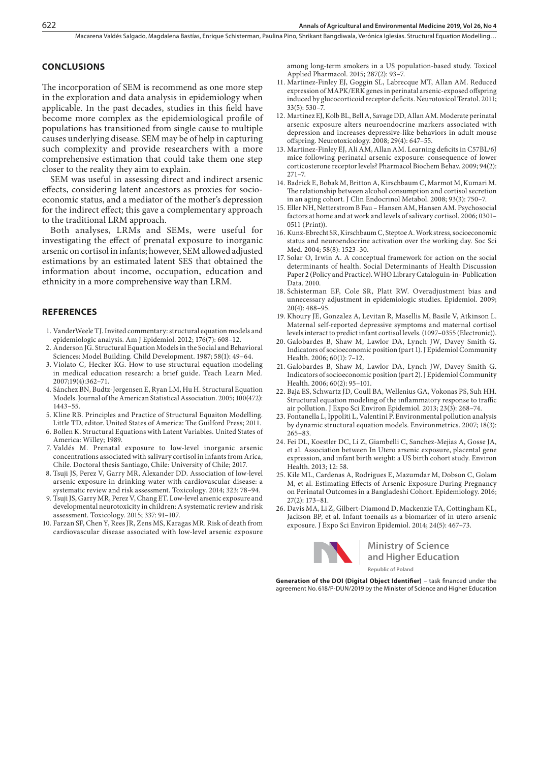## CONCLUSIONS

The incorporation of SEM is recommend as one more step in the exploration and data analysis in epidemiology when applicable. In the past decades, studies in this field have become more complex as the epidemiological profile of populations has transitioned from single cause to multiple causes underlying disease. SEM may be of help in capturing such complexity and provide researchers with a more comprehensive estimation that could take them one step closer to the reality they aim to explain.

SEM was useful in assessing direct and indirect arsenic effects, considering latent ancestors as proxies for socio-economic status, and a mediator of the mother's depression for the indirect effect; this gave a complementary approach to the traditional LRM approach.

Both analyses, LRMs and SEMs, were useful for investigating the effect of prenatal exposure to inorganic arsenic on cortisol in infants; however, SEM allowed adjusted estimations by an estimated latent SES that obtained the information about income, occupation, education and ethnicity in a more comprehensive way than LRM.

## REFERENCES

1. VanderWeele TJ. Invited commentary: structural equation models and epidemiologic analysis. Am J Epidemiol. 2012; 176(7): 608–12.
2. Anderson JG. Structural Equation Models in the Social and Behavioral Sciences: Model Building. Child Development. 1987; 58(1): 49–64.
3. Violato C, Hecker KG. How to use structural equation modeling in medical education research: a brief guide. Teach Learn Med. 2007;19(4):362–71.
4. Sánchez BN, Budtz-Jørgensen E, Ryan LM, Hu H. Structural Equation Models. Journal of the American Statistical Association. 2005; 100(472): 1443–55.
5. Kline RB. Principles and Practice of Structural Equaiton Modelling. Little TD, editor. United States of America: The Guilford Press; 2011.
6. Bollen K. Structural Equations with Latent Variables. United States of America: Willey; 1989.
7. Valdés M. Prenatal exposure to low-level inorganic arsenic concentrations associated with salivary cortisol in infants from Arica, Chile. Doctoral thesis Santiago, Chile: University of Chile; 2017.
8. Tsuji JS, Perez V, Garry MR, Alexander DD. Association of low-level arsenic exposure in drinking water with cardiovascular disease: a systematic review and risk assessment. Toxicology. 2014; 323: 78–94.
9. Tsuji JS, Garry MR, Perez V, Chang ET. Low-level arsenic exposure and developmental neurotoxicity in children: A systematic review and risk assessment. Toxicology. 2015; 337: 91–107.
10. Farzan SF, Chen Y, Rees JR, Zens MS, Karagas MR. Risk of death from cardiovascular disease associated with low-level arsenic exposure among long-term smokers in a US population-based study. Toxicol Applied Pharmacol. 2015; 287(2): 93–7.
11. Martinez-Finley EJ, Goggin SL, Labrecque MT, Allan AM. Reduced expression of MAPK/ERK genes in perinatal arsenic-exposed offspring induced by glucocorticoid receptor deficits. Neurotoxicol Teratol. 2011; 33(5): 530–7.
12. Martinez EJ, Kolb BL, Bell A, Savage DD, Allan AM. Moderate perinatal arsenic exposure alters neuroendocrine markers associated with depression and increases depressive-like behaviors in adult mouse offspring. Neurotoxicology. 2008; 29(4): 647–55.
13. Martinez-Finley EJ, Ali AM, Allan AM. Learning deficits in C57BL/6J mice following perinatal arsenic exposure: consequence of lower corticosterone receptor levels? Pharmacol Biochem Behav. 2009; 94(2): 271–7.
14. Badrick E, Bobak M, Britton A, Kirschbaum C, Marmot M, Kumari M. The relationship between alcohol consumption and cortisol secretion in an aging cohort. J Clin Endocrinol Metabol. 2008; 93(3): 750–7.
15. Eller NH, Netterstrom B Fau – Hansen AM, Hansen AM. Psychosocial factors at home and at work and levels of salivary cortisol. 2006; 0301–0511 (Print)).
16. Kunz-Ebrecht SR, Kirschbaum C, Steptoe A. Work stress, socioeconomic status and neuroendocrine activation over the working day. Soc Sci Med. 2004; 58(8): 1523–30.
17. Solar O, Irwin A. A conceptual framework for action on the social determinants of health. Social Determinants of Health Discussion Paper 2 (Policy and Practice). WHO Library Cataloguin-in- Publication Data. 2010.
18. Schisterman EF, Cole SR, Platt RW. Overadjustment bias and unnecessary adjustment in epidemiologic studies. Epidemiol. 2009; 20(4): 488–95.
19. Khoury JE, Gonzalez A, Levitan R, Masellis M, Basile V, Atkinson L. Maternal self-reported depressive symptoms and maternal cortisol levels interact to predict infant cortisol levels. (1097–0355 (Electronic)).
20. Galobardes B, Shaw M, Lawlor DA, Lynch JW, Davey Smith G. Indicators of socioeconomic position (part 1). J Epidemiol Community Health. 2006; 60(1): 7–12.
21. Galobardes B, Shaw M, Lawlor DA, Lynch JW, Davey Smith G. Indicators of socioeconomic position (part 2). J Epidemiol Community Health. 2006; 60(2): 95–101.
22. Baja ES, Schwartz JD, Coull BA, Wellenius GA, Vokonas PS, Suh HH. Structural equation modeling of the inflammatory response to traffic air pollution. J Expo Sci Environ Epidemiol. 2013; 23(3): 268–74.
23. Fontanella L, Ippoliti L, Valentini P. Environmental pollution analysis by dynamic structural equation models. Environmetrics. 2007; 18(3): 265–83.
24. Fei DL, Koestler DC, Li Z, Giambelli C, Sanchez-Mejias A, Gosse JA, et al. Association between In Utero arsenic exposure, placental gene expression, and infant birth weight: a US birth cohort study. Environ Health. 2013; 12: 58.
25. Kile ML, Cardenas A, Rodrigues E, Mazumdar M, Dobson C, Golam M, et al. Estimating Effects of Arsenic Exposure During Pregnancy on Perinatal Outcomes in a Bangladeshi Cohort. Epidemiology. 2016; 27(2): 173–81.
26. Davis MA, Li Z, Gilbert-Diamond D, Mackenzie TA, Cottingham KL, Jackson BP, et al. Infant toenails as a biomarker of in utero arsenic exposure. J Expo Sci Environ Epidemiol. 2014; 24(5): 467–73.

**Ministry of Science and Higher Education**
Republic of Poland

**Generation of the DOI (Digital Object Identifier)** – task financed under the agreement No. 618/P-DUN/2019 by the Minister of Science and Higher Education